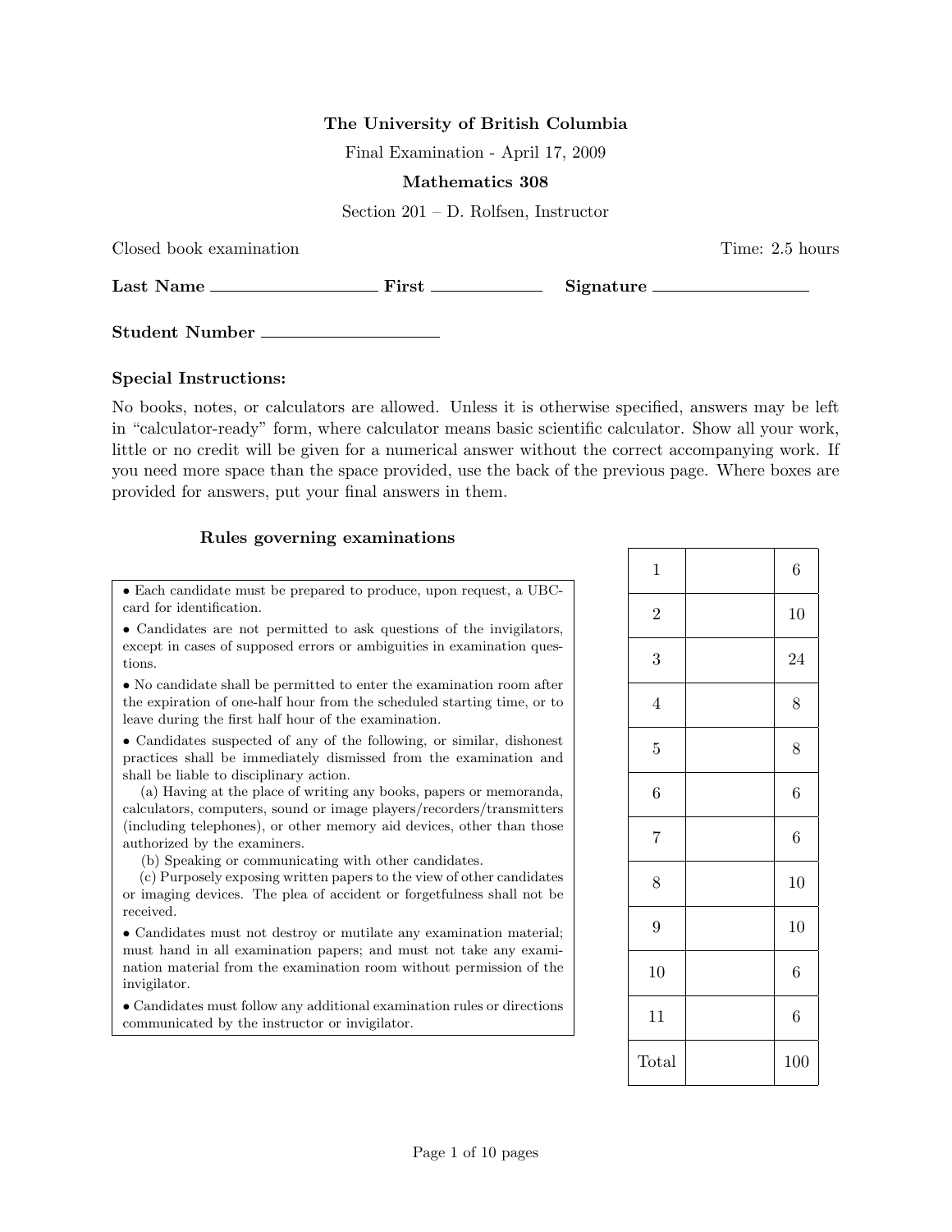**The University of British Columbia**

Final Examination - April 17, 2009

**Mathematics 308**

Section 201 – D. Rolfsen, Instructor

Closed book examination Time: 2.5 hours

**Last Name** ____________________ **First** _____________ **Signature** _________________

**Student Number** ____________________

**Special Instructions:**

No books, notes, or calculators are allowed. Unless it is otherwise specified, answers may be left in "calculator-ready" form, where calculator means basic scientific calculator. Show all your work, little or no credit will be given for a numerical answer without the correct accompanying work. If you need more space than the space provided, use the back of the previous page. Where boxes are provided for answers, put your final answers in them.

**Rules governing examinations**

- Each candidate must be prepared to produce, upon request, a UBC-card for identification.
- Candidates are not permitted to ask questions of the invigilators, except in cases of supposed errors or ambiguities in examination questions.
- No candidate shall be permitted to enter the examination room after the expiration of one-half hour from the scheduled starting time, or to leave during the first half hour of the examination.
- Candidates suspected of any of the following, or similar, dishonest practices shall be immediately dismissed from the examination and shall be liable to disciplinary action.
  (a) Having at the place of writing any books, papers or memoranda, calculators, computers, sound or image players/recorders/transmitters (including telephones), or other memory aid devices, other than those authorized by the examiners.
  (b) Speaking or communicating with other candidates.
  (c) Purposely exposing written papers to the view of other candidates or imaging devices. The plea of accident or forgetfulness shall not be received.
- Candidates must not destroy or mutilate any examination material; must hand in all examination papers; and must not take any examination material from the examination room without permission of the invigilator.
- Candidates must follow any additional examination rules or directions communicated by the instructor or invigilator.

| | | |
|---|---|---|
| 1 | | 6 |
| 2 | | 10 |
| 3 | | 24 |
| 4 | | 8 |
| 5 | | 8 |
| 6 | | 6 |
| 7 | | 6 |
| 8 | | 10 |
| 9 | | 10 |
| 10 | | 6 |
| 11 | | 6 |
| Total | | 100 |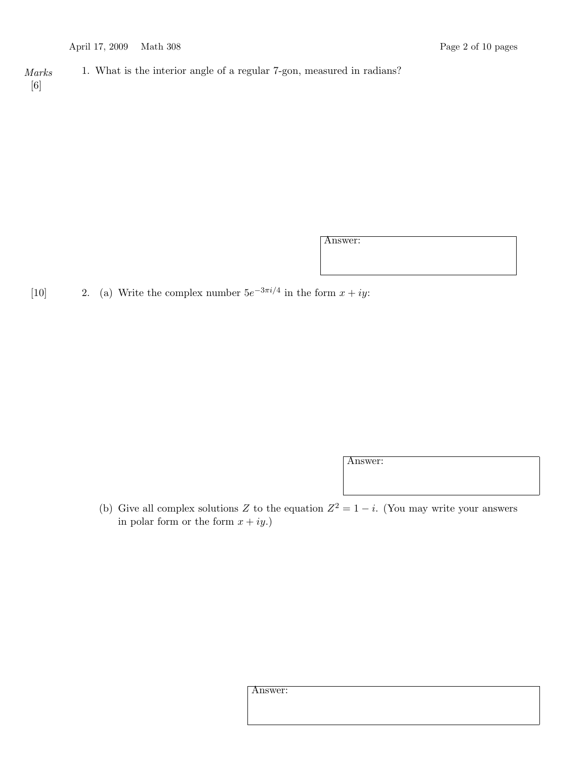*Marks*

[6] 1. What is the interior angle of a regular 7-gon, measured in radians?

Answer:

[10] 2. (a) Write the complex number $5e^{-3\pi i/4}$ in the form $x + iy$:

Answer:

(b) Give all complex solutions $Z$ to the equation $Z^2 = 1 - i$. (You may write your answers in polar form or the form $x + iy$.)

Answer: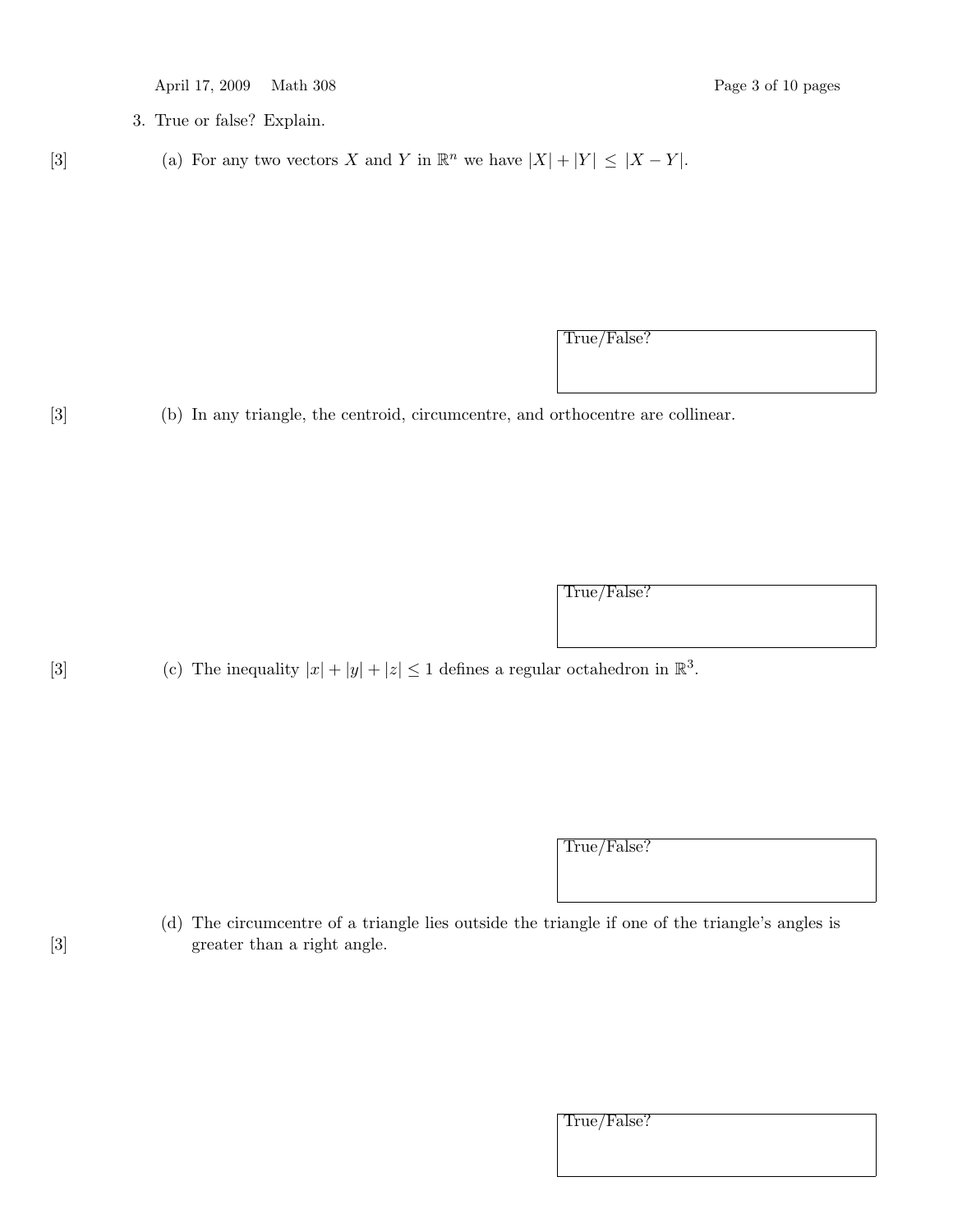3. True or false? Explain.

[3] (a) For any two vectors $X$ and $Y$ in $\mathbb{R}^n$ we have $|X| + |Y| \leq |X - Y|$.

True/False?

[3] (b) In any triangle, the centroid, circumcentre, and orthocentre are collinear.

True/False?

[3] (c) The inequality $|x| + |y| + |z| \leq 1$ defines a regular octahedron in $\mathbb{R}^3$.

True/False?

[3] (d) The circumcentre of a triangle lies outside the triangle if one of the triangle's angles is greater than a right angle.

True/False?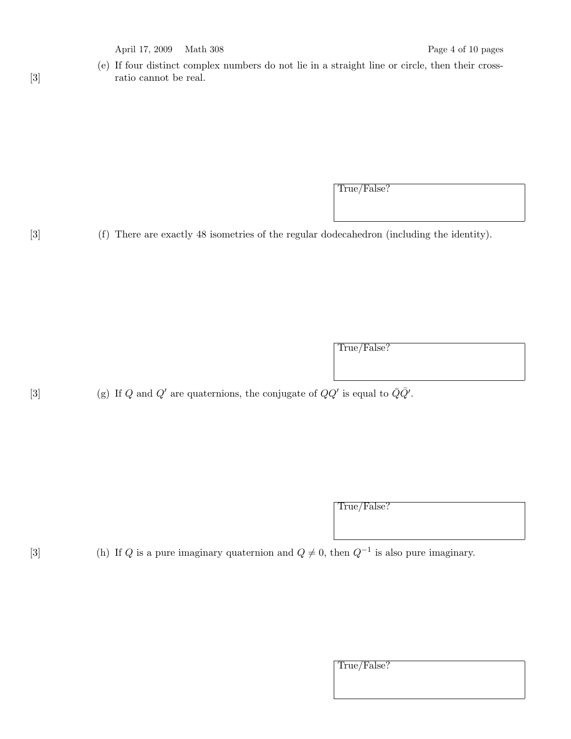[3] (e) If four distinct complex numbers do not lie in a straight line or circle, then their cross-ratio cannot be real.

True/False?

[3] (f) There are exactly 48 isometries of the regular dodecahedron (including the identity).

True/False?

[3] (g) If $Q$ and $Q'$ are quaternions, the conjugate of $QQ'$ is equal to $\bar{Q}\bar{Q}'$.

True/False?

[3] (h) If $Q$ is a pure imaginary quaternion and $Q \neq 0$, then $Q^{-1}$ is also pure imaginary.

True/False?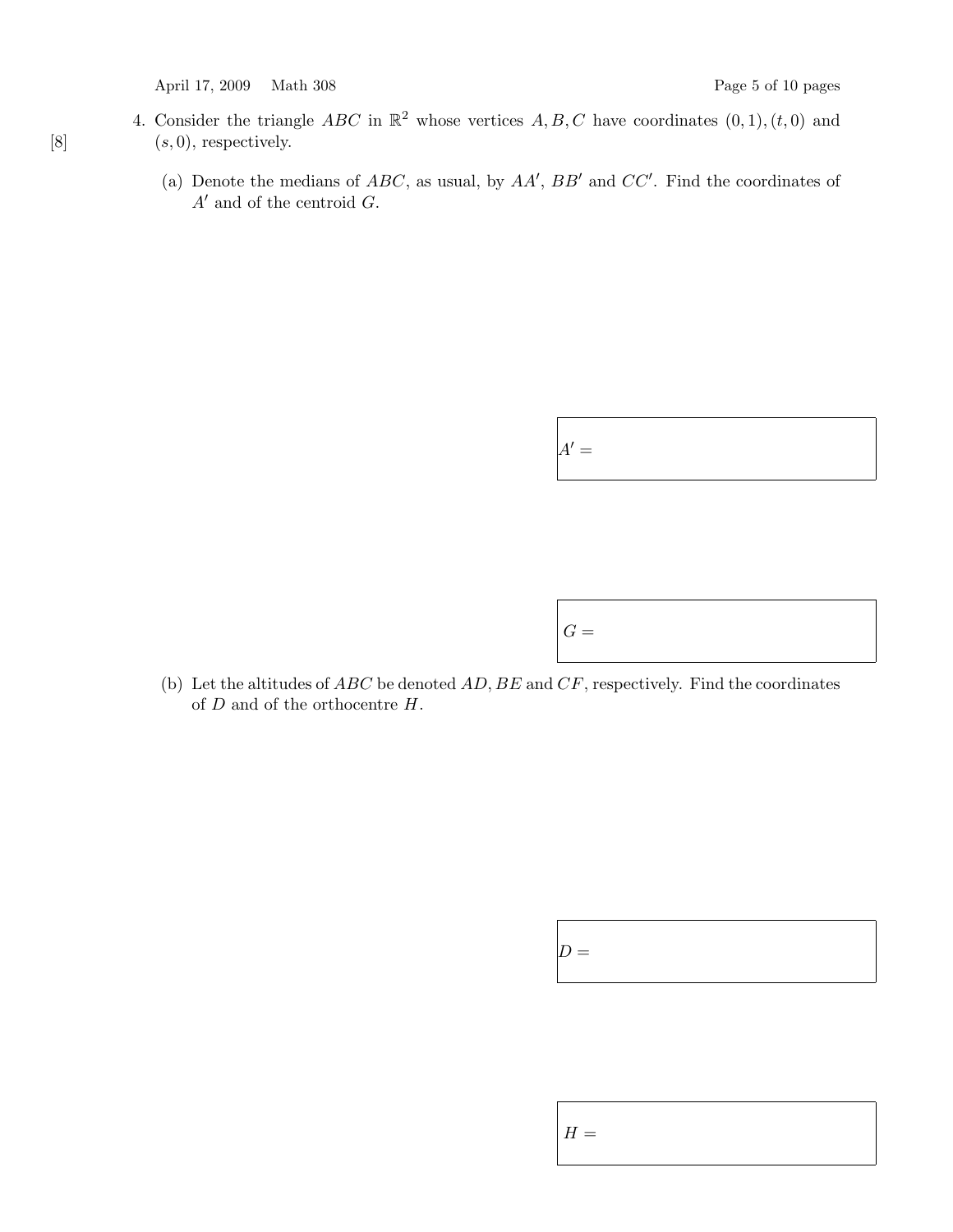4. [8] Consider the triangle $ABC$ in $\mathbb{R}^2$ whose vertices $A, B, C$ have coordinates $(0, 1), (t, 0)$ and $(s, 0)$, respectively.

   (a) Denote the medians of $ABC$, as usual, by $AA'$, $BB'$ and $CC'$. Find the coordinates of $A'$ and of the centroid $G$.

   $A' =$

   $G =$

   (b) Let the altitudes of $ABC$ be denoted $AD, BE$ and $CF$, respectively. Find the coordinates of $D$ and of the orthocentre $H$.

   $D =$

   $H =$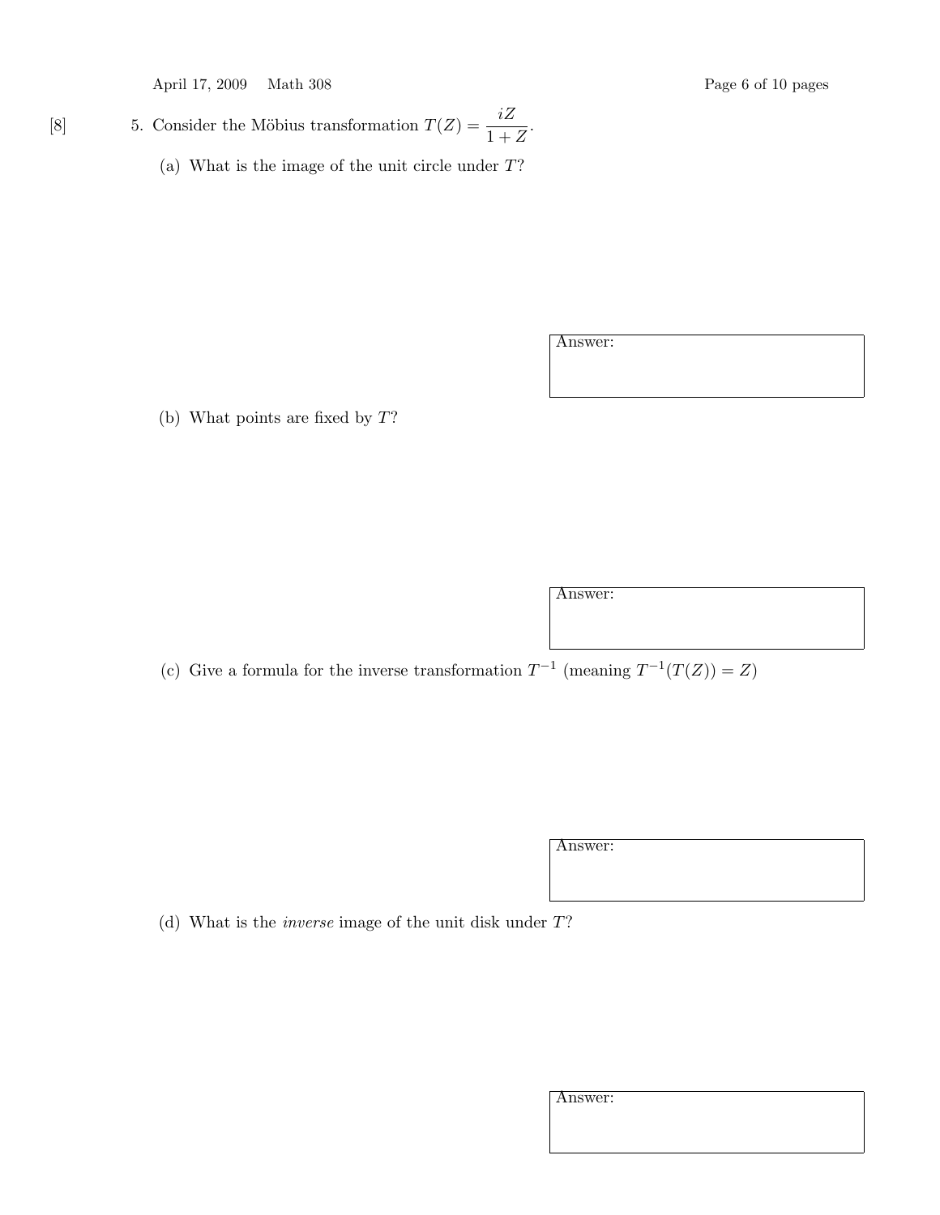[8] 5. Consider the Möbius transformation $T(Z) = \dfrac{iZ}{1+Z}$.

(a) What is the image of the unit circle under $T$?

Answer:

(b) What points are fixed by $T$?

Answer:

(c) Give a formula for the inverse transformation $T^{-1}$ (meaning $T^{-1}(T(Z)) = Z$)

Answer:

(d) What is the *inverse* image of the unit disk under $T$?

Answer: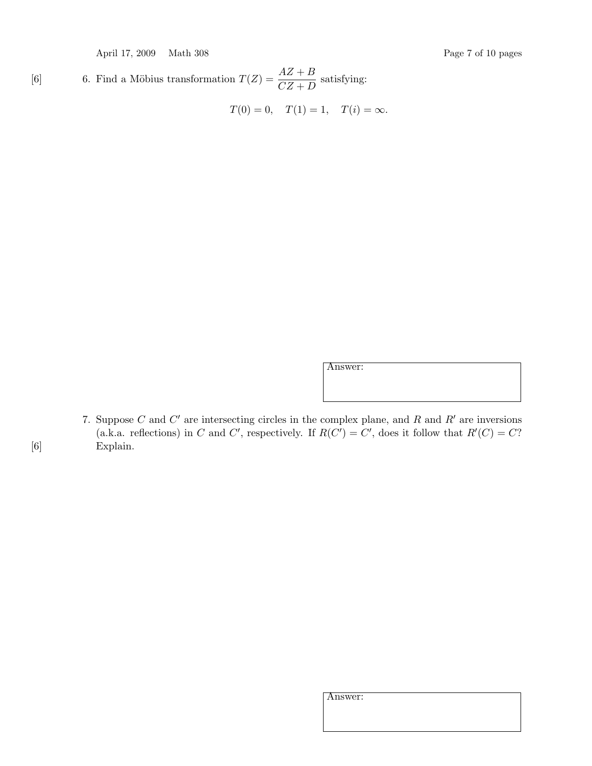[6] 6. Find a Möbius transformation $T(Z) = \dfrac{AZ + B}{CZ + D}$ satisfying:

$$T(0) = 0, \quad T(1) = 1, \quad T(i) = \infty.$$

Answer:

7. Suppose $C$ and $C'$ are intersecting circles in the complex plane, and $R$ and $R'$ are inversions (a.k.a. reflections) in $C$ and $C'$, respectively. If $R(C') = C'$, does it follow that $R'(C) = C$?

[6] Explain.

Answer: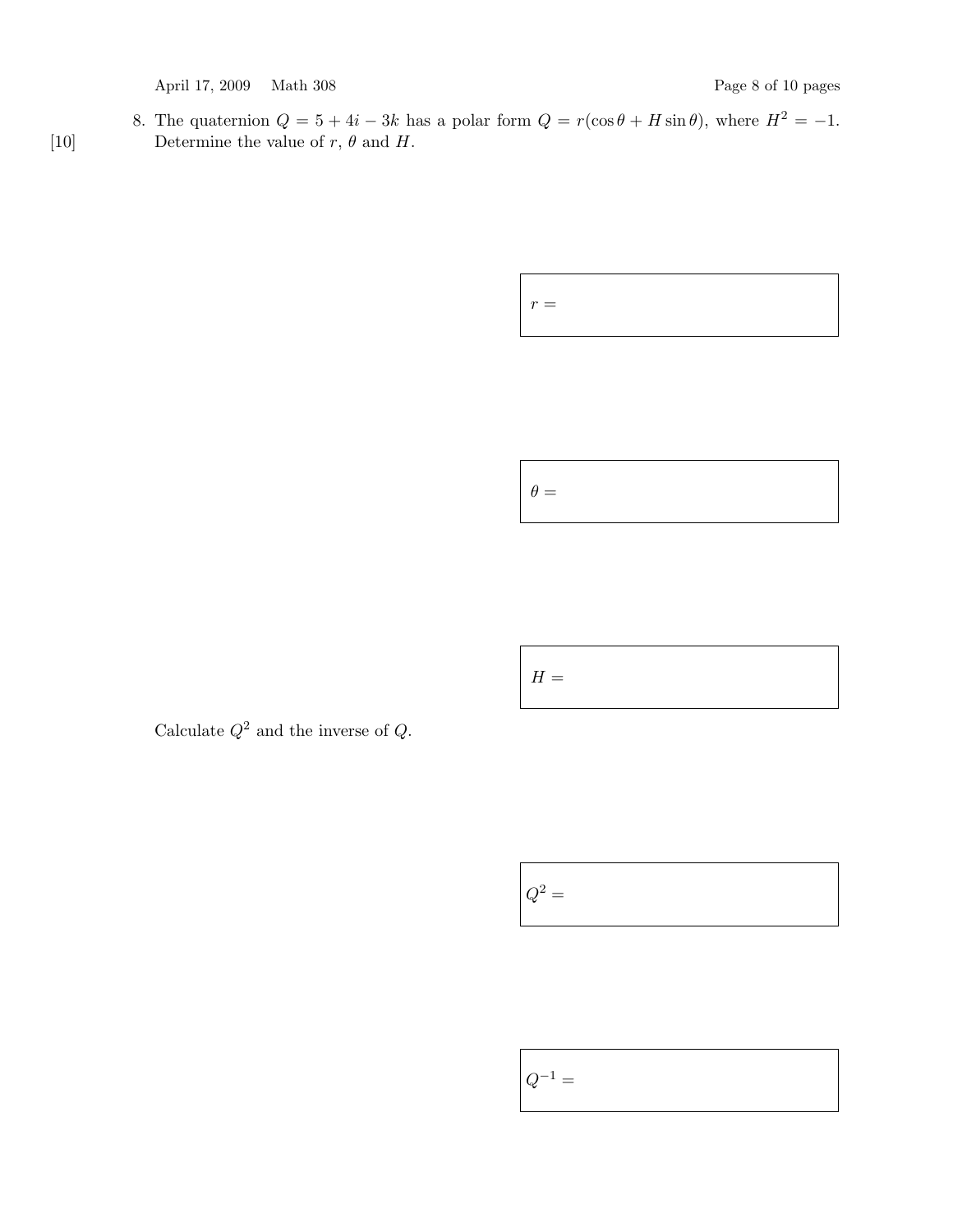8. The quaternion $Q = 5 + 4i - 3k$ has a polar form $Q = r(\cos\theta + H\sin\theta)$, where $H^2 = -1$. Determine the value of $r$, $\theta$ and $H$.

[10]

$r =$

$\theta =$

$H =$

Calculate $Q^2$ and the inverse of $Q$.

$Q^2 =$

$Q^{-1} =$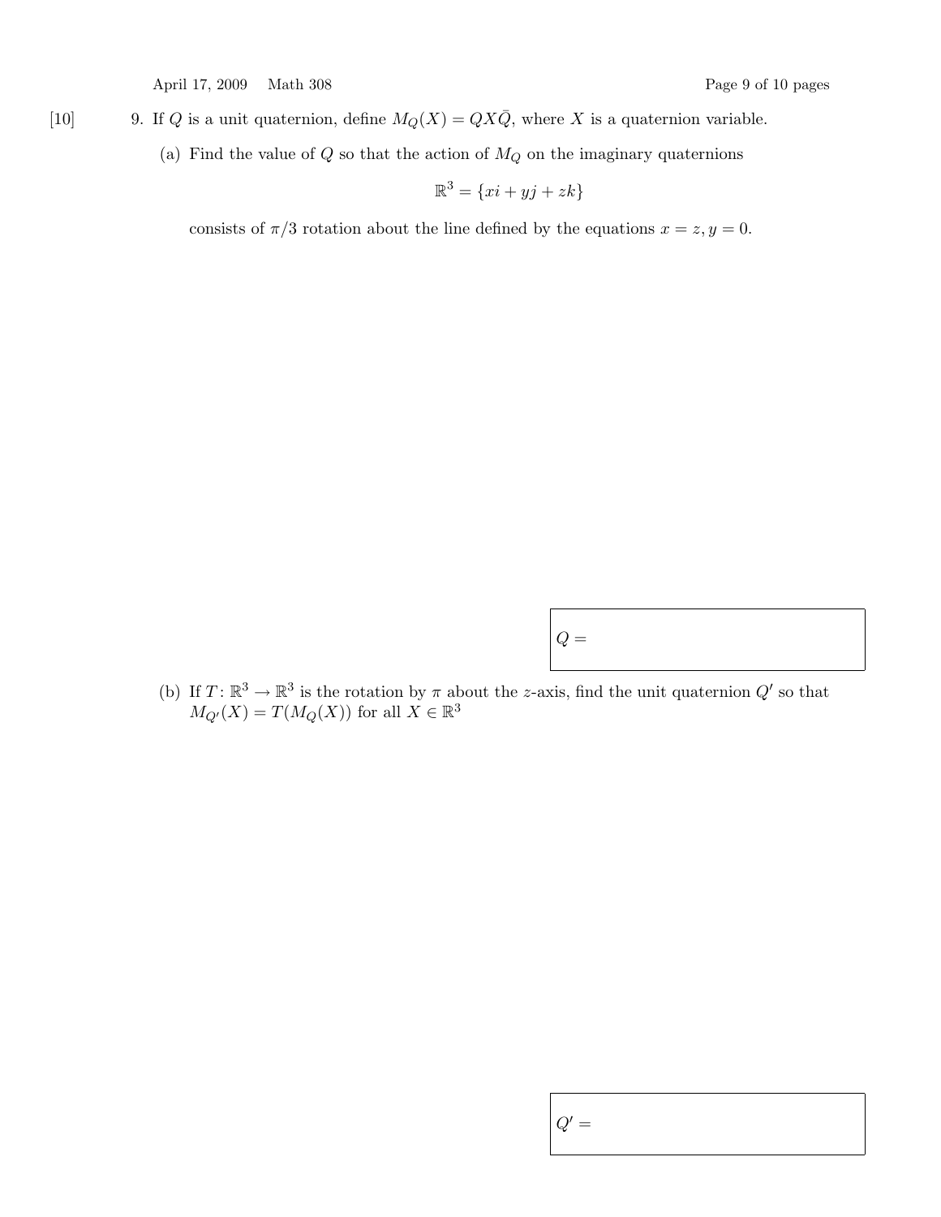[10] 9. If $Q$ is a unit quaternion, define $M_Q(X) = QX\bar{Q}$, where $X$ is a quaternion variable.

(a) Find the value of $Q$ so that the action of $M_Q$ on the imaginary quaternions

$$\mathbb{R}^3 = \{xi + yj + zk\}$$

consists of $\pi/3$ rotation about the line defined by the equations $x = z, y = 0$.

$Q =$

(b) If $T: \mathbb{R}^3 \to \mathbb{R}^3$ is the rotation by $\pi$ about the $z$-axis, find the unit quaternion $Q'$ so that $M_{Q'}(X) = T(M_Q(X))$ for all $X \in \mathbb{R}^3$

$Q' =$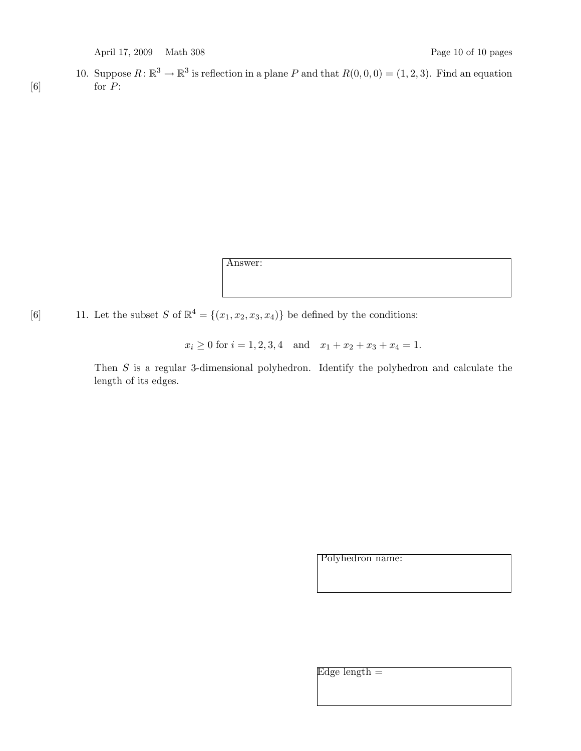[6] 10. Suppose $R: \mathbb{R}^3 \to \mathbb{R}^3$ is reflection in a plane $P$ and that $R(0,0,0) = (1,2,3)$. Find an equation for $P$:

Answer:

[6] 11. Let the subset $S$ of $\mathbb{R}^4 = \{(x_1, x_2, x_3, x_4)\}$ be defined by the conditions:

$$x_i \geq 0 \text{ for } i = 1,2,3,4 \quad \text{and} \quad x_1 + x_2 + x_3 + x_4 = 1.$$

Then $S$ is a regular 3-dimensional polyhedron. Identify the polyhedron and calculate the length of its edges.

Polyhedron name:

Edge length =